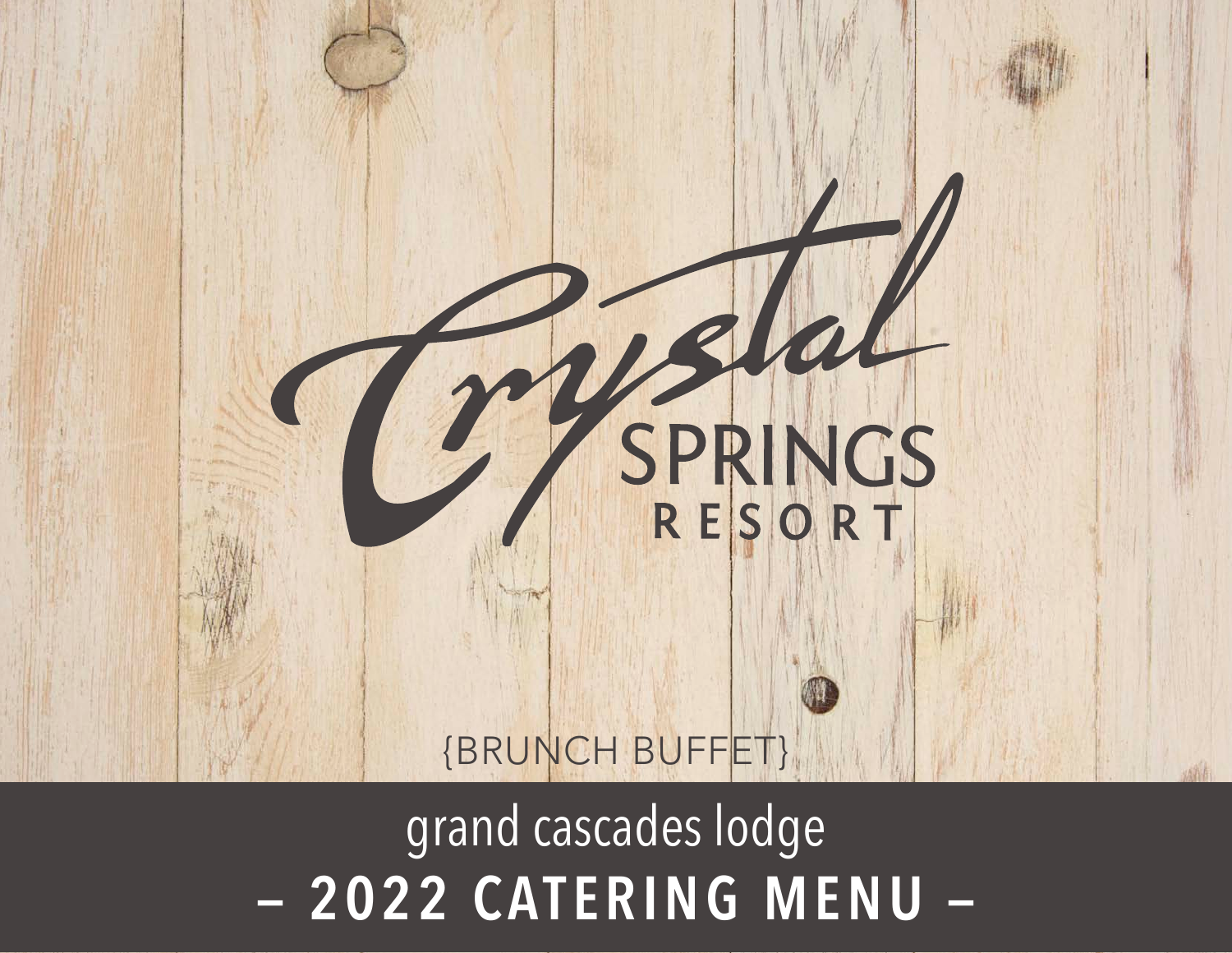# Crystal SPRINGS RESORT

{BRUNCH BUFFET}

## grand cascades lodge

## – 2022 CATERING MENU –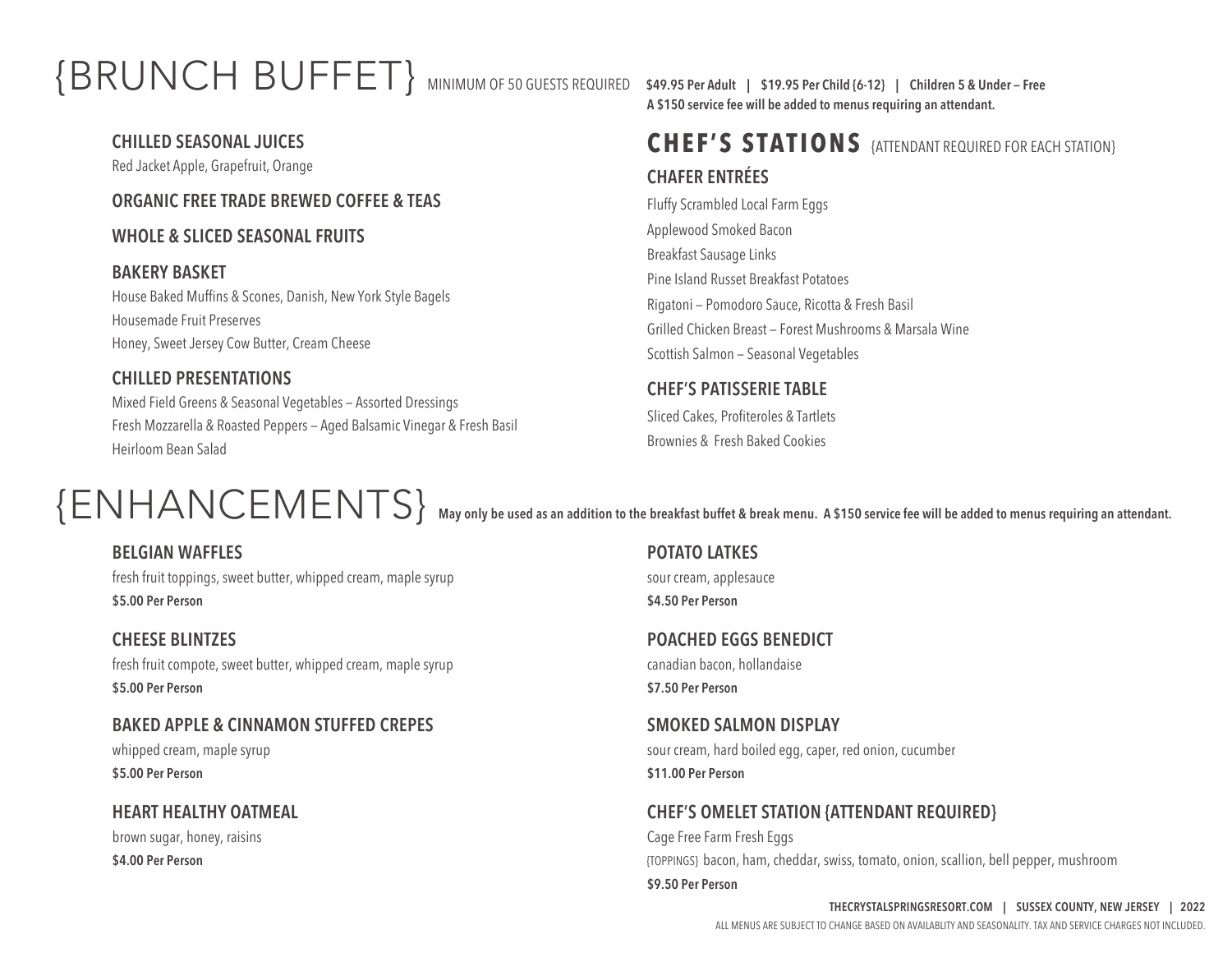# {BRUNCH BUFFET}

MINIMUM OF 50 GUESTS REQUIRED **$49.95 Per Adult | $19.95 Per Child {6-12} | Children 5 & Under – Free**

**A $150 service fee will be added to menus requiring an attendant.**

### CHILLED SEASONAL JUICES

Red Jacket Apple, Grapefruit, Orange

### ORGANIC FREE TRADE BREWED COFFEE & TEAS

### WHOLE & SLICED SEASONAL FRUITS

### BAKERY BASKET

House Baked Muffins & Scones, Danish, New York Style Bagels
Housemade Fruit Preserves
Honey, Sweet Jersey Cow Butter, Cream Cheese

### CHILLED PRESENTATIONS

Mixed Field Greens & Seasonal Vegetables – Assorted Dressings
Fresh Mozzarella & Roasted Peppers – Aged Balsamic Vinegar & Fresh Basil
Heirloom Bean Salad

## CHEF'S STATIONS {ATTENDANT REQUIRED FOR EACH STATION}

### CHAFER ENTRÉES

Fluffy Scrambled Local Farm Eggs
Applewood Smoked Bacon
Breakfast Sausage Links
Pine Island Russet Breakfast Potatoes
Rigatoni – Pomodoro Sauce, Ricotta & Fresh Basil
Grilled Chicken Breast – Forest Mushrooms & Marsala Wine
Scottish Salmon – Seasonal Vegetables

### CHEF'S PATISSERIE TABLE

Sliced Cakes, Profiteroles & Tartlets
Brownies & Fresh Baked Cookies

# {ENHANCEMENTS}

**May only be used as an addition to the breakfast buffet & break menu. A $150 service fee will be added to menus requiring an attendant.**

### BELGIAN WAFFLES

fresh fruit toppings, sweet butter, whipped cream, maple syrup
**$5.00 Per Person**

### CHEESE BLINTZES

fresh fruit compote, sweet butter, whipped cream, maple syrup
**$5.00 Per Person**

### BAKED APPLE & CINNAMON STUFFED CREPES

whipped cream, maple syrup
**$5.00 Per Person**

### HEART HEALTHY OATMEAL

brown sugar, honey, raisins
**$4.00 Per Person**

### POTATO LATKES

sour cream, applesauce
**$4.50 Per Person**

### POACHED EGGS BENEDICT

canadian bacon, hollandaise
**$7.50 Per Person**

### SMOKED SALMON DISPLAY

sour cream, hard boiled egg, caper, red onion, cucumber
**$11.00 Per Person**

### CHEF'S OMELET STATION {ATTENDANT REQUIRED}

Cage Free Farm Fresh Eggs
{TOPPINGS} bacon, ham, cheddar, swiss, tomato, onion, scallion, bell pepper, mushroom
**$9.50 Per Person**

**THECRYSTALSPRINGSRESORT.COM | SUSSEX COUNTY, NEW JERSEY | 2022**

ALL MENUS ARE SUBJECT TO CHANGE BASED ON AVAILABLITY AND SEASONALITY. TAX AND SERVICE CHARGES NOT INCLUDED.